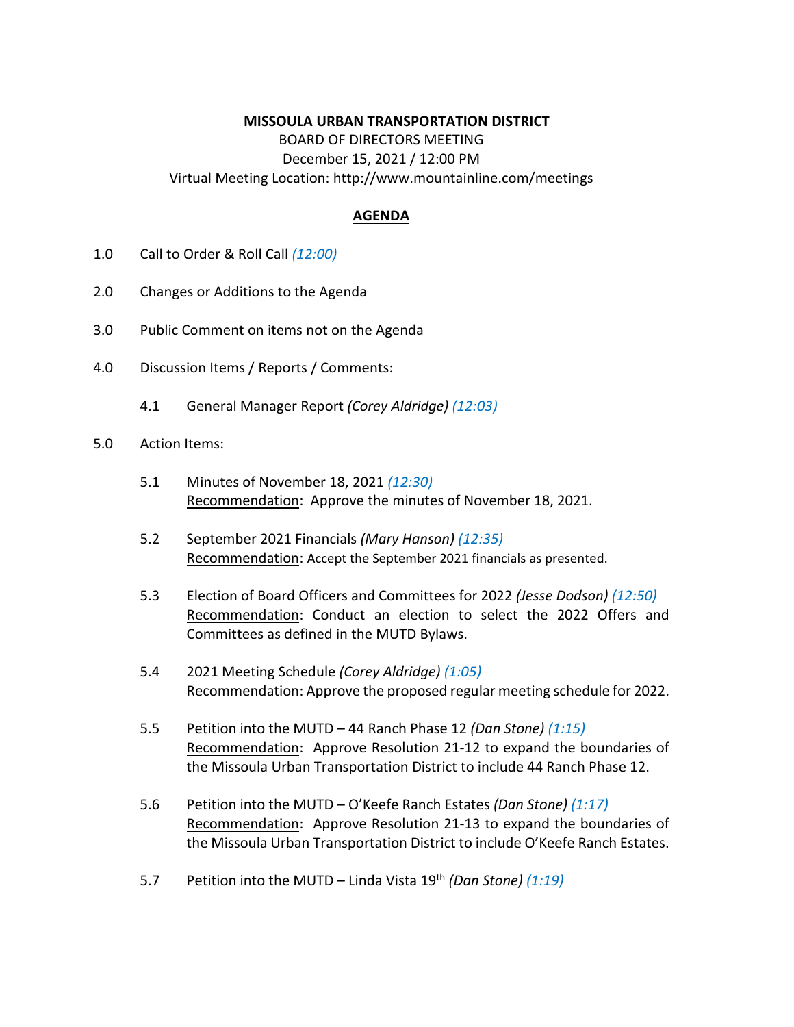**MISSOULA URBAN TRANSPORTATION DISTRICT**
BOARD OF DIRECTORS MEETING
December 15, 2021 / 12:00 PM
Virtual Meeting Location: http://www.mountainline.com/meetings

## AGENDA

1.0 Call to Order & Roll Call *(12:00)*

2.0 Changes or Additions to the Agenda

3.0 Public Comment on items not on the Agenda

4.0 Discussion Items / Reports / Comments:

- 4.1 General Manager Report *(Corey Aldridge)* *(12:03)*

5.0 Action Items:

- 5.1 Minutes of November 18, 2021 *(12:30)*
  Recommendation: Approve the minutes of November 18, 2021.

- 5.2 September 2021 Financials *(Mary Hanson)* *(12:35)*
  Recommendation: Accept the September 2021 financials as presented.

- 5.3 Election of Board Officers and Committees for 2022 *(Jesse Dodson)* *(12:50)*
  Recommendation: Conduct an election to select the 2022 Offers and Committees as defined in the MUTD Bylaws.

- 5.4 2021 Meeting Schedule *(Corey Aldridge)* *(1:05)*
  Recommendation: Approve the proposed regular meeting schedule for 2022.

- 5.5 Petition into the MUTD – 44 Ranch Phase 12 *(Dan Stone)* *(1:15)*
  Recommendation: Approve Resolution 21-12 to expand the boundaries of the Missoula Urban Transportation District to include 44 Ranch Phase 12.

- 5.6 Petition into the MUTD – O'Keefe Ranch Estates *(Dan Stone)* *(1:17)*
  Recommendation: Approve Resolution 21-13 to expand the boundaries of the Missoula Urban Transportation District to include O'Keefe Ranch Estates.

- 5.7 Petition into the MUTD – Linda Vista 19th *(Dan Stone)* *(1:19)*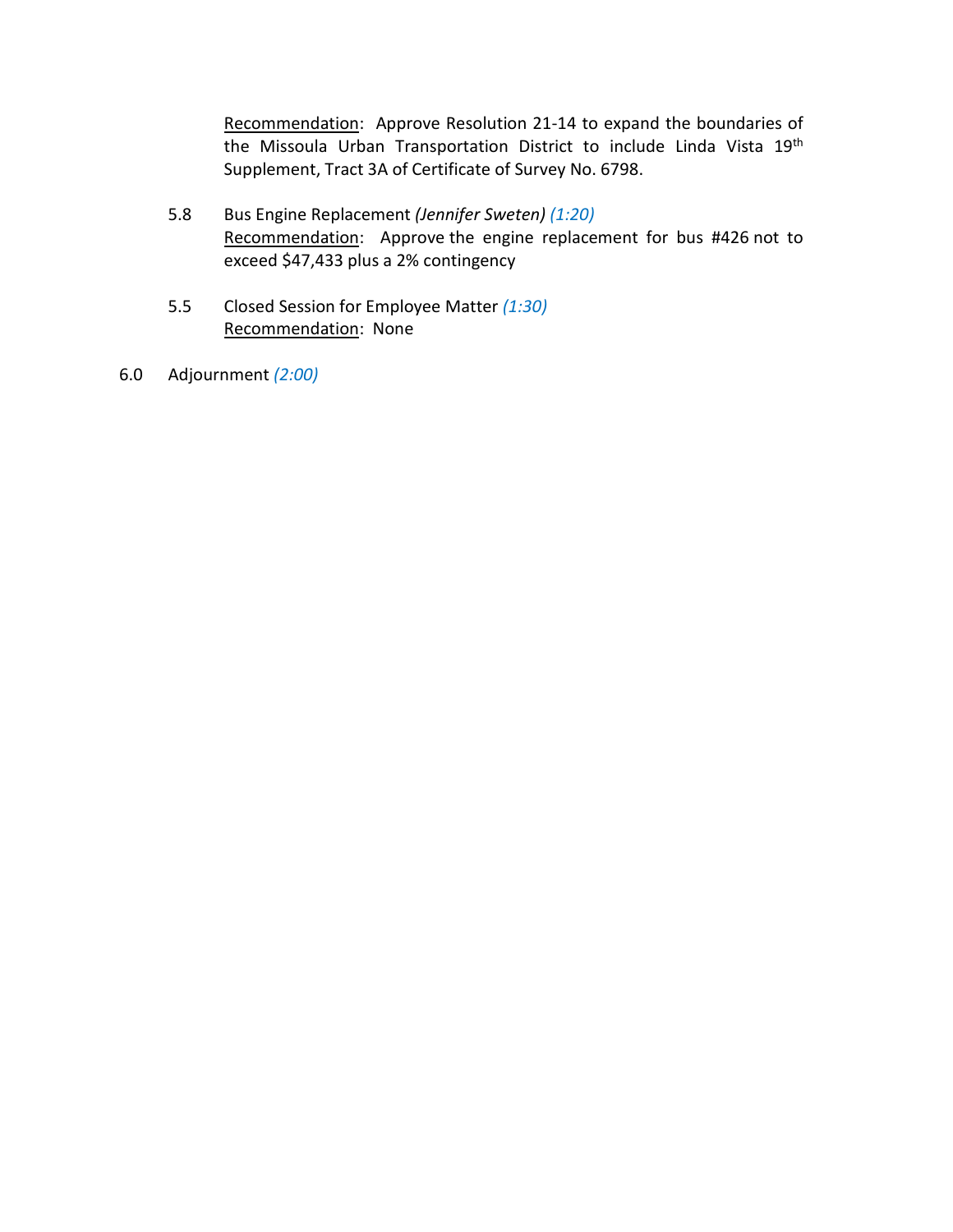Recommendation: Approve Resolution 21-14 to expand the boundaries of the Missoula Urban Transportation District to include Linda Vista 19th Supplement, Tract 3A of Certificate of Survey No. 6798.

5.8 Bus Engine Replacement *(Jennifer Sweten)* *(1:20)*
Recommendation: Approve the engine replacement for bus #426 not to exceed $47,433 plus a 2% contingency

5.5 Closed Session for Employee Matter *(1:30)*
Recommendation: None

6.0 Adjournment *(2:00)*